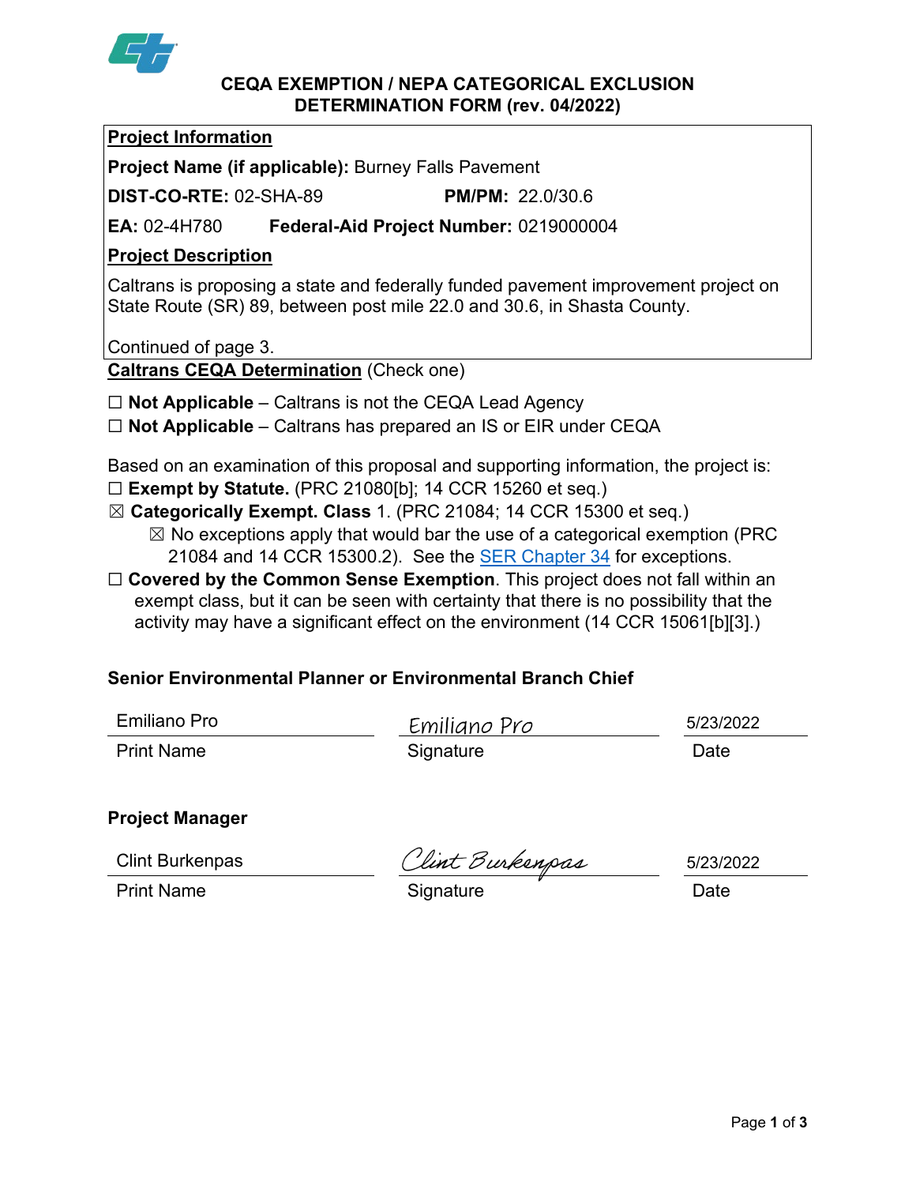# CEQA EXEMPTION / NEPA CATEGORICAL EXCLUSION DETERMINATION FORM (rev. 04/2022)

**Project Information**

**Project Name (if applicable):** Burney Falls Pavement

**DIST-CO-RTE:** 02-SHA-89 **PM/PM:** 22.0/30.6

**EA:** 02-4H780 **Federal-Aid Project Number:** 0219000004

**Project Description**

Caltrans is proposing a state and federally funded pavement improvement project on State Route (SR) 89, between post mile 22.0 and 30.6, in Shasta County.

Continued of page 3.

**Caltrans CEQA Determination** (Check one)

☐ **Not Applicable** – Caltrans is not the CEQA Lead Agency

☐ **Not Applicable** – Caltrans has prepared an IS or EIR under CEQA

Based on an examination of this proposal and supporting information, the project is:

☐ **Exempt by Statute.** (PRC 21080[b]; 14 CCR 15260 et seq.)

☒ **Categorically Exempt. Class** 1. (PRC 21084; 14 CCR 15300 et seq.)

- ☒ No exceptions apply that would bar the use of a categorical exemption (PRC 21084 and 14 CCR 15300.2). See the SER Chapter 34 for exceptions.

☐ **Covered by the Common Sense Exemption**. This project does not fall within an exempt class, but it can be seen with certainty that there is no possibility that the activity may have a significant effect on the environment (14 CCR 15061[b][3].)

**Senior Environmental Planner or Environmental Branch Chief**

| Emiliano Pro | Emiliano Pro | 5/23/2022 |
|---|---|---|
| Print Name | Signature | Date |

**Project Manager**

| Clint Burkenpas | Clint Burkenpas | 5/23/2022 |
|---|---|---|
| Print Name | Signature | Date |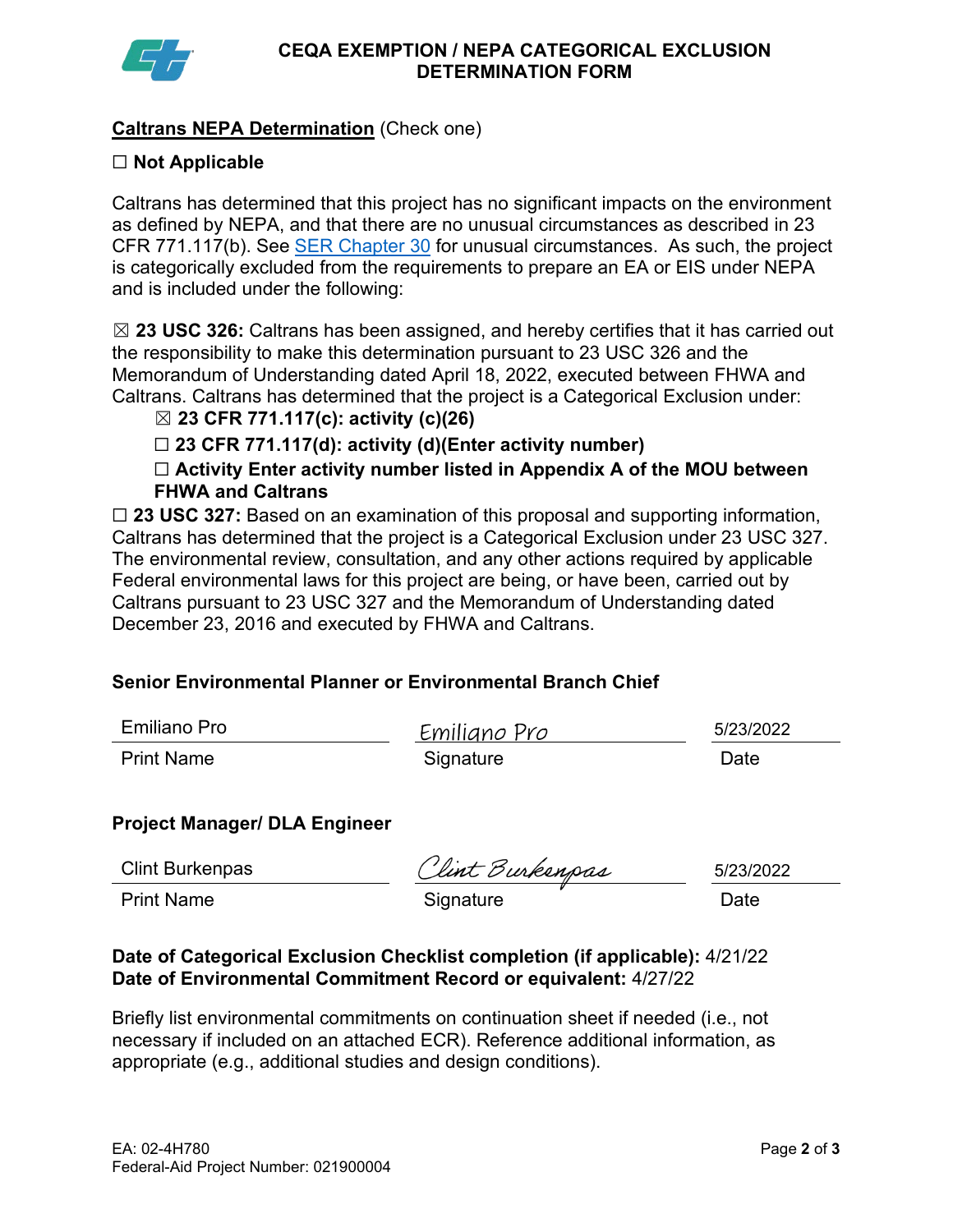# CEQA EXEMPTION / NEPA CATEGORICAL EXCLUSION DETERMINATION FORM

## Caltrans NEPA Determination (Check one)

☐ **Not Applicable**

Caltrans has determined that this project has no significant impacts on the environment as defined by NEPA, and that there are no unusual circumstances as described in 23 CFR 771.117(b). See SER Chapter 30 for unusual circumstances. As such, the project is categorically excluded from the requirements to prepare an EA or EIS under NEPA and is included under the following:

☒ **23 USC 326:** Caltrans has been assigned, and hereby certifies that it has carried out the responsibility to make this determination pursuant to 23 USC 326 and the Memorandum of Understanding dated April 18, 2022, executed between FHWA and Caltrans. Caltrans has determined that the project is a Categorical Exclusion under:

- ☒ **23 CFR 771.117(c): activity (c)(26)**
- ☐ **23 CFR 771.117(d): activity (d)(Enter activity number)**
- ☐ **Activity Enter activity number listed in Appendix A of the MOU between FHWA and Caltrans**

☐ **23 USC 327:** Based on an examination of this proposal and supporting information, Caltrans has determined that the project is a Categorical Exclusion under 23 USC 327. The environmental review, consultation, and any other actions required by applicable Federal environmental laws for this project are being, or have been, carried out by Caltrans pursuant to 23 USC 327 and the Memorandum of Understanding dated December 23, 2016 and executed by FHWA and Caltrans.

### Senior Environmental Planner or Environmental Branch Chief

| Emiliano Pro | Emiliano Pro | 5/23/2022 |
|---|---|---|
| Print Name | Signature | Date |

### Project Manager/ DLA Engineer

| Clint Burkenpas | Clint Burkenpas | 5/23/2022 |
|---|---|---|
| Print Name | Signature | Date |

**Date of Categorical Exclusion Checklist completion (if applicable):** 4/21/22
**Date of Environmental Commitment Record or equivalent:** 4/27/22

Briefly list environmental commitments on continuation sheet if needed (i.e., not necessary if included on an attached ECR). Reference additional information, as appropriate (e.g., additional studies and design conditions).

EA: 02-4H780
Federal-Aid Project Number: 021900004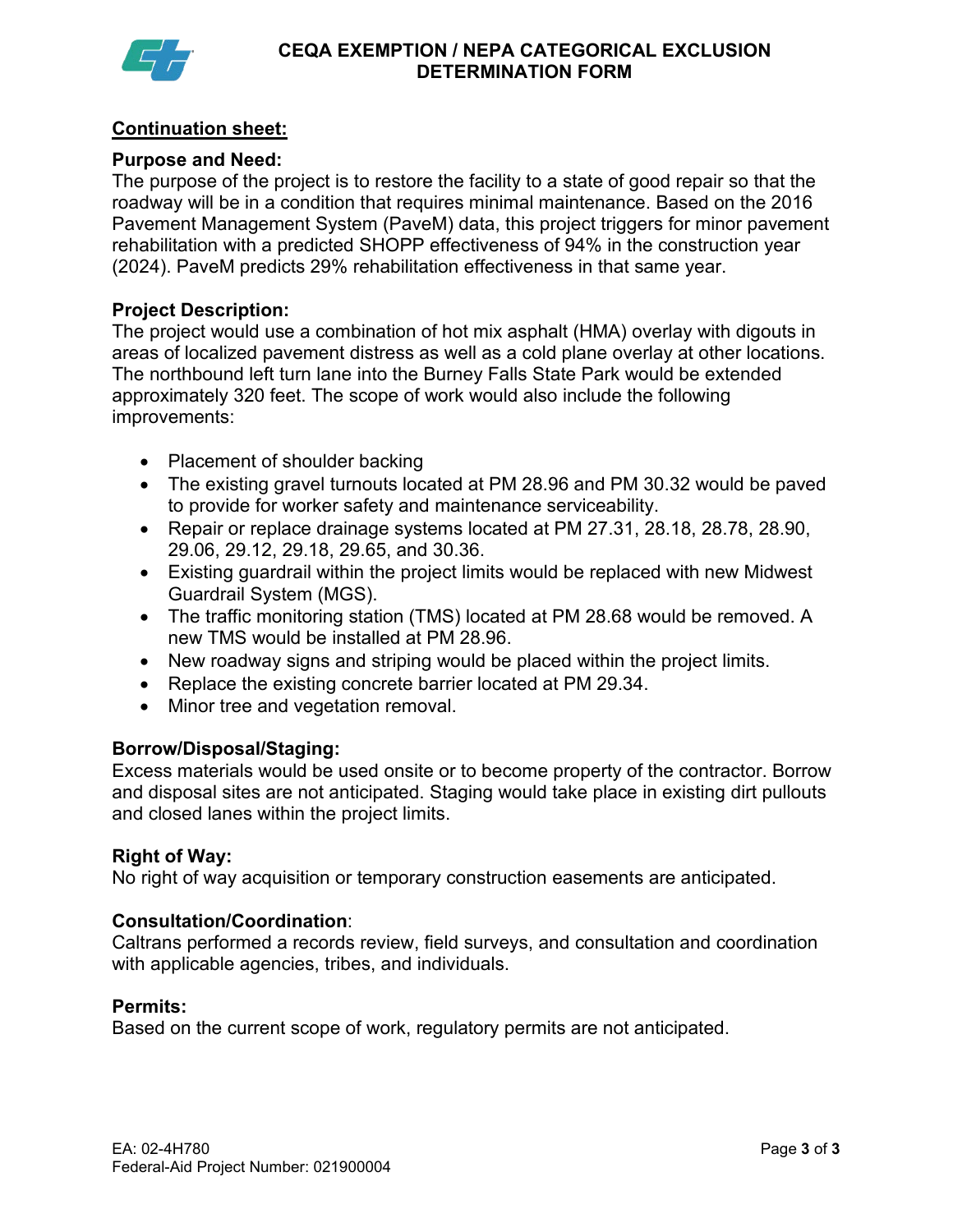**Continuation sheet:**

**Purpose and Need:**
The purpose of the project is to restore the facility to a state of good repair so that the roadway will be in a condition that requires minimal maintenance. Based on the 2016 Pavement Management System (PaveM) data, this project triggers for minor pavement rehabilitation with a predicted SHOPP effectiveness of 94% in the construction year (2024). PaveM predicts 29% rehabilitation effectiveness in that same year.

**Project Description:**
The project would use a combination of hot mix asphalt (HMA) overlay with digouts in areas of localized pavement distress as well as a cold plane overlay at other locations. The northbound left turn lane into the Burney Falls State Park would be extended approximately 320 feet. The scope of work would also include the following improvements:

- Placement of shoulder backing
- The existing gravel turnouts located at PM 28.96 and PM 30.32 would be paved to provide for worker safety and maintenance serviceability.
- Repair or replace drainage systems located at PM 27.31, 28.18, 28.78, 28.90, 29.06, 29.12, 29.18, 29.65, and 30.36.
- Existing guardrail within the project limits would be replaced with new Midwest Guardrail System (MGS).
- The traffic monitoring station (TMS) located at PM 28.68 would be removed. A new TMS would be installed at PM 28.96.
- New roadway signs and striping would be placed within the project limits.
- Replace the existing concrete barrier located at PM 29.34.
- Minor tree and vegetation removal.

**Borrow/Disposal/Staging:**
Excess materials would be used onsite or to become property of the contractor. Borrow and disposal sites are not anticipated. Staging would take place in existing dirt pullouts and closed lanes within the project limits.

**Right of Way:**
No right of way acquisition or temporary construction easements are anticipated.

**Consultation/Coordination**:
Caltrans performed a records review, field surveys, and consultation and coordination with applicable agencies, tribes, and individuals.

**Permits:**
Based on the current scope of work, regulatory permits are not anticipated.

EA: 02-4H780
Federal-Aid Project Number: 021900004